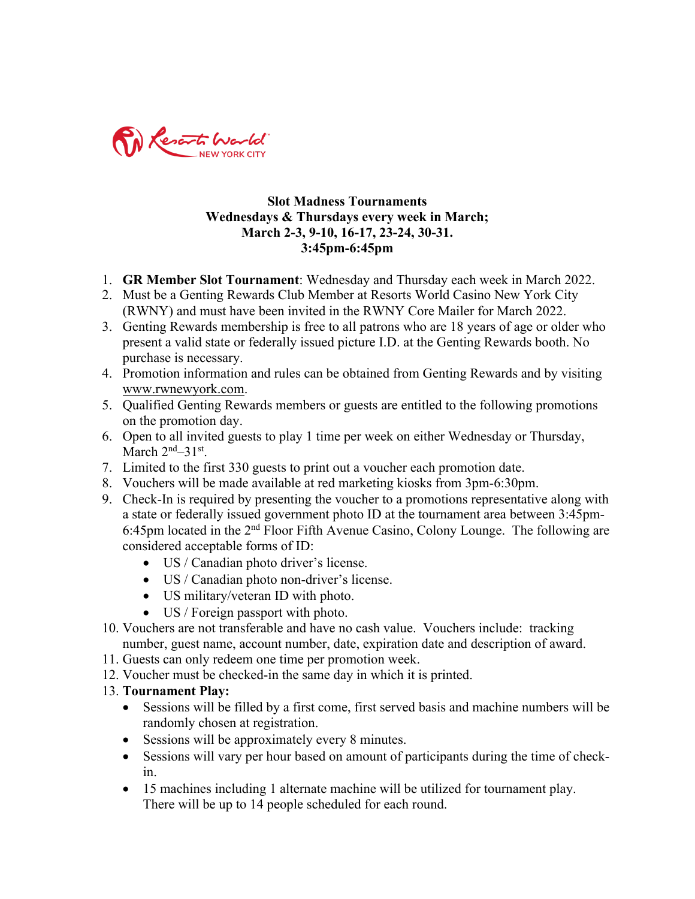Resorts World NEW YORK CITY

**Slot Madness Tournaments**
**Wednesdays & Thursdays every week in March;**
**March 2-3, 9-10, 16-17, 23-24, 30-31.**
**3:45pm-6:45pm**

1. **GR Member Slot Tournament**: Wednesday and Thursday each week in March 2022.
2. Must be a Genting Rewards Club Member at Resorts World Casino New York City (RWNY) and must have been invited in the RWNY Core Mailer for March 2022.
3. Genting Rewards membership is free to all patrons who are 18 years of age or older who present a valid state or federally issued picture I.D. at the Genting Rewards booth. No purchase is necessary.
4. Promotion information and rules can be obtained from Genting Rewards and by visiting www.rwnewyork.com.
5. Qualified Genting Rewards members or guests are entitled to the following promotions on the promotion day.
6. Open to all invited guests to play 1 time per week on either Wednesday or Thursday, March 2nd–31st.
7. Limited to the first 330 guests to print out a voucher each promotion date.
8. Vouchers will be made available at red marketing kiosks from 3pm-6:30pm.
9. Check-In is required by presenting the voucher to a promotions representative along with a state or federally issued government photo ID at the tournament area between 3:45pm-6:45pm located in the 2nd Floor Fifth Avenue Casino, Colony Lounge. The following are considered acceptable forms of ID:
   - US / Canadian photo driver's license.
   - US / Canadian photo non-driver's license.
   - US military/veteran ID with photo.
   - US / Foreign passport with photo.
10. Vouchers are not transferable and have no cash value. Vouchers include: tracking number, guest name, account number, date, expiration date and description of award.
11. Guests can only redeem one time per promotion week.
12. Voucher must be checked-in the same day in which it is printed.
13. **Tournament Play:**
    - Sessions will be filled by a first come, first served basis and machine numbers will be randomly chosen at registration.
    - Sessions will be approximately every 8 minutes.
    - Sessions will vary per hour based on amount of participants during the time of check-in.
    - 15 machines including 1 alternate machine will be utilized for tournament play. There will be up to 14 people scheduled for each round.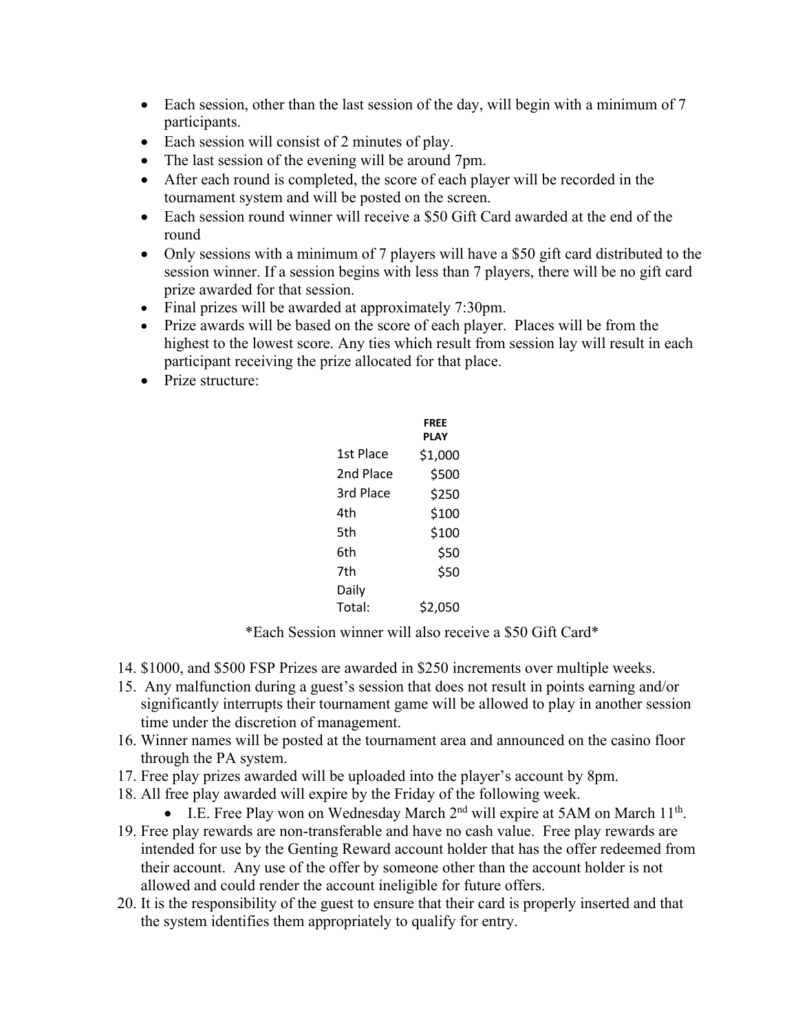- Each session, other than the last session of the day, will begin with a minimum of 7 participants.
- Each session will consist of 2 minutes of play.
- The last session of the evening will be around 7pm.
- After each round is completed, the score of each player will be recorded in the tournament system and will be posted on the screen.
- Each session round winner will receive a $50 Gift Card awarded at the end of the round
- Only sessions with a minimum of 7 players will have a $50 gift card distributed to the session winner. If a session begins with less than 7 players, there will be no gift card prize awarded for that session.
- Final prizes will be awarded at approximately 7:30pm.
- Prize awards will be based on the score of each player. Places will be from the highest to the lowest score. Any ties which result from session lay will result in each participant receiving the prize allocated for that place.
- Prize structure:

| | FREE PLAY |
|---|---|
| 1st Place | $1,000 |
| 2nd Place | $500 |
| 3rd Place | $250 |
| 4th | $100 |
| 5th | $100 |
| 6th | $50 |
| 7th | $50 |
| Daily Total: | $2,050 |

*Each Session winner will also receive a $50 Gift Card*

14. $1000, and $500 FSP Prizes are awarded in $250 increments over multiple weeks.
15. Any malfunction during a guest's session that does not result in points earning and/or significantly interrupts their tournament game will be allowed to play in another session time under the discretion of management.
16. Winner names will be posted at the tournament area and announced on the casino floor through the PA system.
17. Free play prizes awarded will be uploaded into the player's account by 8pm.
18. All free play awarded will expire by the Friday of the following week.
    - I.E. Free Play won on Wednesday March 2nd will expire at 5AM on March 11th.
19. Free play rewards are non-transferable and have no cash value. Free play rewards are intended for use by the Genting Reward account holder that has the offer redeemed from their account. Any use of the offer by someone other than the account holder is not allowed and could render the account ineligible for future offers.
20. It is the responsibility of the guest to ensure that their card is properly inserted and that the system identifies them appropriately to qualify for entry.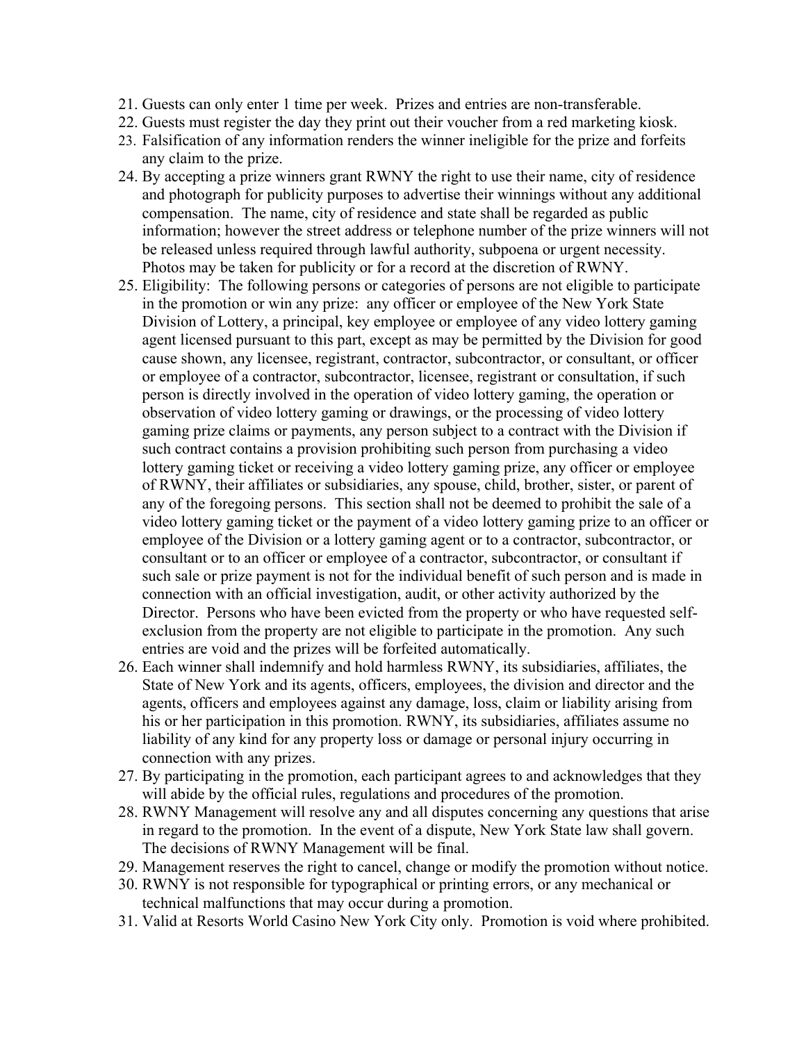21. Guests can only enter 1 time per week. Prizes and entries are non-transferable.
22. Guests must register the day they print out their voucher from a red marketing kiosk.
23. Falsification of any information renders the winner ineligible for the prize and forfeits any claim to the prize.
24. By accepting a prize winners grant RWNY the right to use their name, city of residence and photograph for publicity purposes to advertise their winnings without any additional compensation. The name, city of residence and state shall be regarded as public information; however the street address or telephone number of the prize winners will not be released unless required through lawful authority, subpoena or urgent necessity. Photos may be taken for publicity or for a record at the discretion of RWNY.
25. Eligibility: The following persons or categories of persons are not eligible to participate in the promotion or win any prize: any officer or employee of the New York State Division of Lottery, a principal, key employee or employee of any video lottery gaming agent licensed pursuant to this part, except as may be permitted by the Division for good cause shown, any licensee, registrant, contractor, subcontractor, or consultant, or officer or employee of a contractor, subcontractor, licensee, registrant or consultation, if such person is directly involved in the operation of video lottery gaming, the operation or observation of video lottery gaming or drawings, or the processing of video lottery gaming prize claims or payments, any person subject to a contract with the Division if such contract contains a provision prohibiting such person from purchasing a video lottery gaming ticket or receiving a video lottery gaming prize, any officer or employee of RWNY, their affiliates or subsidiaries, any spouse, child, brother, sister, or parent of any of the foregoing persons. This section shall not be deemed to prohibit the sale of a video lottery gaming ticket or the payment of a video lottery gaming prize to an officer or employee of the Division or a lottery gaming agent or to a contractor, subcontractor, or consultant or to an officer or employee of a contractor, subcontractor, or consultant if such sale or prize payment is not for the individual benefit of such person and is made in connection with an official investigation, audit, or other activity authorized by the Director. Persons who have been evicted from the property or who have requested self-exclusion from the property are not eligible to participate in the promotion. Any such entries are void and the prizes will be forfeited automatically.
26. Each winner shall indemnify and hold harmless RWNY, its subsidiaries, affiliates, the State of New York and its agents, officers, employees, the division and director and the agents, officers and employees against any damage, loss, claim or liability arising from his or her participation in this promotion. RWNY, its subsidiaries, affiliates assume no liability of any kind for any property loss or damage or personal injury occurring in connection with any prizes.
27. By participating in the promotion, each participant agrees to and acknowledges that they will abide by the official rules, regulations and procedures of the promotion.
28. RWNY Management will resolve any and all disputes concerning any questions that arise in regard to the promotion. In the event of a dispute, New York State law shall govern. The decisions of RWNY Management will be final.
29. Management reserves the right to cancel, change or modify the promotion without notice.
30. RWNY is not responsible for typographical or printing errors, or any mechanical or technical malfunctions that may occur during a promotion.
31. Valid at Resorts World Casino New York City only. Promotion is void where prohibited.